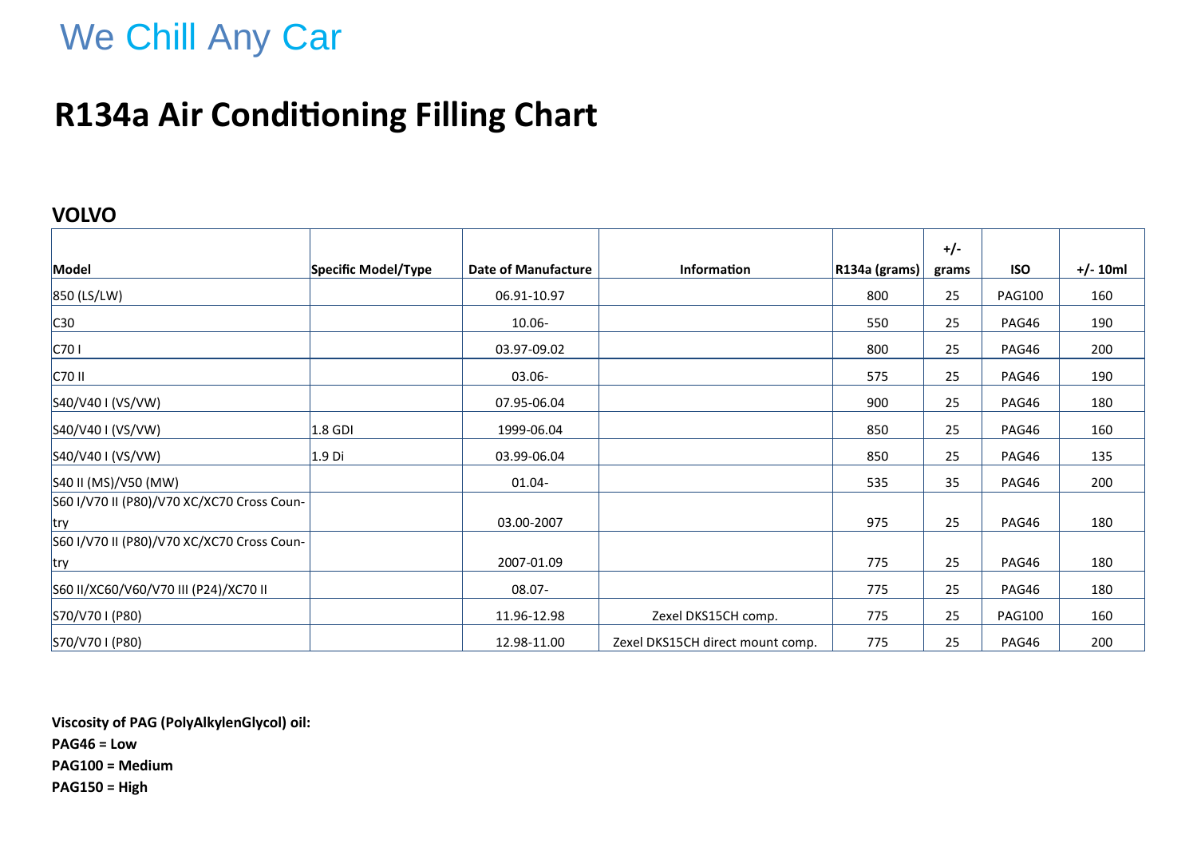We Chill Any Car

# R134a Air Conditioning Filling Chart

## VOLVO

| Model | Specific Model/Type | Date of Manufacture | Information | R134a (grams) | +/- grams | ISO | +/- 10ml |
|---|---|---|---|---|---|---|---|
| 850 (LS/LW) | | 06.91-10.97 | | 800 | 25 | PAG100 | 160 |
| C30 | | 10.06- | | 550 | 25 | PAG46 | 190 |
| C70 I | | 03.97-09.02 | | 800 | 25 | PAG46 | 200 |
| C70 II | | 03.06- | | 575 | 25 | PAG46 | 190 |
| S40/V40 I (VS/VW) | | 07.95-06.04 | | 900 | 25 | PAG46 | 180 |
| S40/V40 I (VS/VW) | 1.8 GDI | 1999-06.04 | | 850 | 25 | PAG46 | 160 |
| S40/V40 I (VS/VW) | 1.9 Di | 03.99-06.04 | | 850 | 25 | PAG46 | 135 |
| S40 II (MS)/V50 (MW) | | 01.04- | | 535 | 35 | PAG46 | 200 |
| S60 I/V70 II (P80)/V70 XC/XC70 Cross Country | | 03.00-2007 | | 975 | 25 | PAG46 | 180 |
| S60 I/V70 II (P80)/V70 XC/XC70 Cross Country | | 2007-01.09 | | 775 | 25 | PAG46 | 180 |
| S60 II/XC60/V60/V70 III (P24)/XC70 II | | 08.07- | | 775 | 25 | PAG46 | 180 |
| S70/V70 I (P80) | | 11.96-12.98 | Zexel DKS15CH comp. | 775 | 25 | PAG100 | 160 |
| S70/V70 I (P80) | | 12.98-11.00 | Zexel DKS15CH direct mount comp. | 775 | 25 | PAG46 | 200 |

**Viscosity of PAG (PolyAlkylenGlycol) oil:**

**PAG46 = Low**

**PAG100 = Medium**

**PAG150 = High**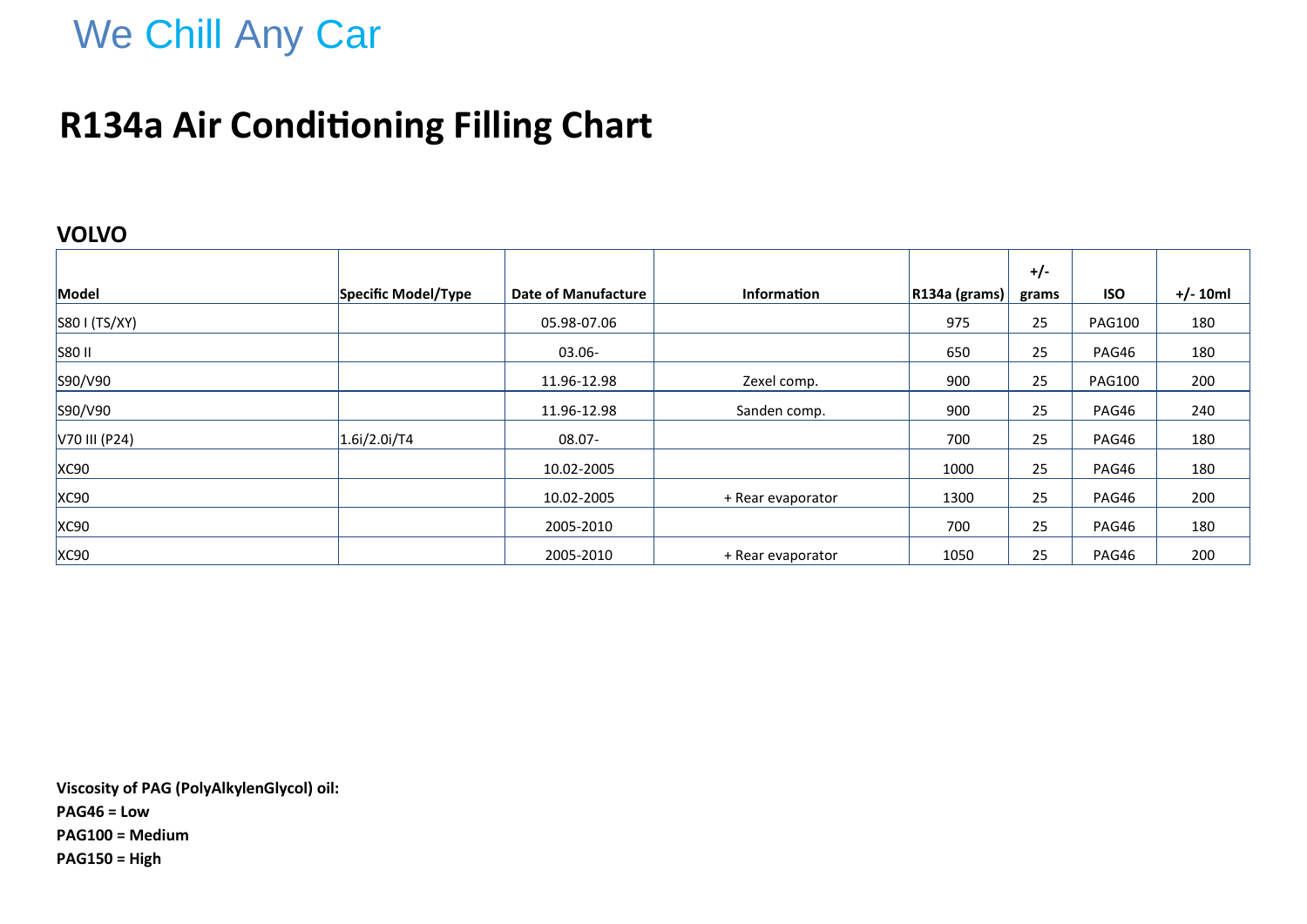We Chill Any Car

# R134a Air Conditioning Filling Chart

## VOLVO

| Model | Specific Model/Type | Date of Manufacture | Information | R134a (grams) | +/- grams | ISO | +/- 10ml |
|---|---|---|---|---|---|---|---|
| S80 I (TS/XY) | | 05.98-07.06 | | 975 | 25 | PAG100 | 180 |
| S80 II | | 03.06- | | 650 | 25 | PAG46 | 180 |
| S90/V90 | | 11.96-12.98 | Zexel comp. | 900 | 25 | PAG100 | 200 |
| S90/V90 | | 11.96-12.98 | Sanden comp. | 900 | 25 | PAG46 | 240 |
| V70 III (P24) | 1.6i/2.0i/T4 | 08.07- | | 700 | 25 | PAG46 | 180 |
| XC90 | | 10.02-2005 | | 1000 | 25 | PAG46 | 180 |
| XC90 | | 10.02-2005 | + Rear evaporator | 1300 | 25 | PAG46 | 200 |
| XC90 | | 2005-2010 | | 700 | 25 | PAG46 | 180 |
| XC90 | | 2005-2010 | + Rear evaporator | 1050 | 25 | PAG46 | 200 |

**Viscosity of PAG (PolyAlkylenGlycol) oil:**
**PAG46 = Low**
**PAG100 = Medium**
**PAG150 = High**